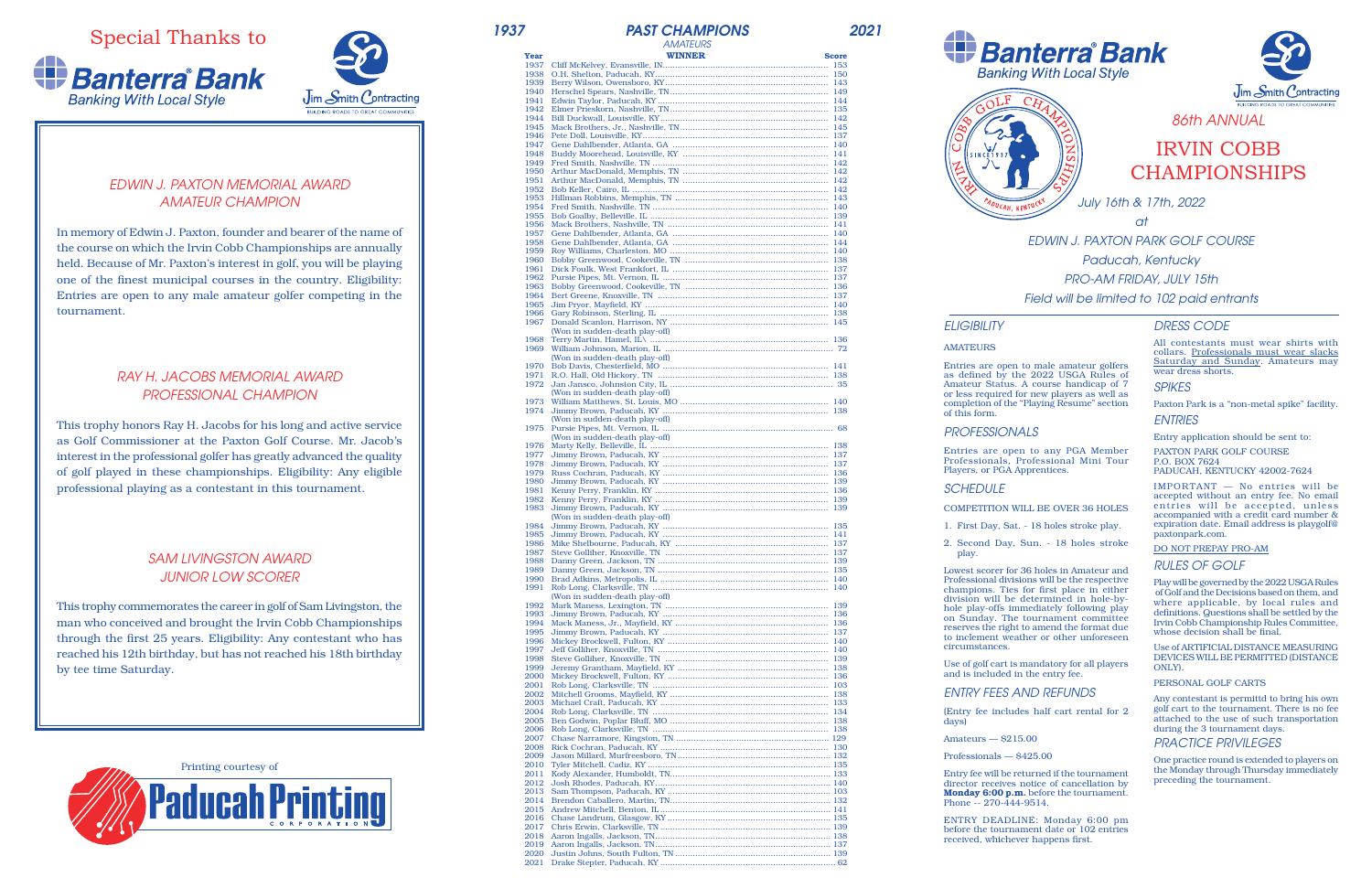# Special Thanks to

Banterra Bank — Banking With Local Style

Jim Smith Contracting — Building Roads to Great Communities

## *EDWIN J. PAXTON MEMORIAL AWARD AMATEUR CHAMPION*

In memory of Edwin J. Paxton, founder and bearer of the name of the course on which the Irvin Cobb Championships are annually held. Because of Mr. Paxton's interest in golf, you will be playing one of the finest municipal courses in the country. Eligibility: Entries are open to any male amateur golfer competing in the tournament.

## *RAY H. JACOBS MEMORIAL AWARD PROFESSIONAL CHAMPION*

This trophy honors Ray H. Jacobs for his long and active service as Golf Commissioner at the Paxton Golf Course. Mr. Jacob's interest in the professional golfer has greatly advanced the quality of golf played in these championships. Eligibility: Any eligible professional playing as a contestant in this tournament.

## *SAM LIVINGSTON AWARD JUNIOR LOW SCORER*

This trophy commemorates the career in golf of Sam Livingston, the man who conceived and brought the Irvin Cobb Championships through the first 25 years. Eligibility: Any contestant who has reached his 12th birthday, but has not reached his 18th birthday by tee time Saturday.

Printing courtesy of Paducah Printing Corporation

## *1937 PAST CHAMPIONS 2021*

*AMATEURS*

| Year | WINNER | Score |
|---|---|---|
| 1937 | Cliff McKelvey, Evansville, IN | 153 |
| 1938 | O.H. Shelton, Paducah, KY | 150 |
| 1939 | Berry Wilson, Owensboro, KY | 143 |
| 1940 | Herschel Spears, Nashville, TN | 149 |
| 1941 | Edwin Taylor, Paducah, KY | 144 |
| 1942 | Elmer Prieskorn, Nashville, TN | 135 |
| 1944 | Bill Duckwall, Louisville, KY | 142 |
| 1945 | Mack Brothers, Jr., Nashville, TN | 145 |
| 1946 | Pete Doll, Louisville, KY | 137 |
| 1947 | Gene Dahlbender, Atlanta, GA | 140 |
| 1948 | Buddy Moorehead, Louisville, KY | 141 |
| 1949 | Fred Smith, Nashville, TN | 142 |
| 1950 | Arthur MacDonald, Memphis, TN | 142 |
| 1951 | Arthur MacDonald, Memphis, TN | 142 |
| 1952 | Bob Keller, Cairo, IL | 142 |
| 1953 | Hillman Robbins, Memphis, TN | 143 |
| 1954 | Fred Smith, Nashville, TN | 140 |
| 1955 | Bob Goalby, Belleville, IL | 139 |
| 1956 | Mack Brothers, Nashville, TN | 141 |
| 1957 | Gene Dahlbender, Atlanta, GA | 140 |
| 1958 | Gene Dahlbender, Atlanta, GA | 144 |
| 1959 | Roy Williams, Charleston, MO | 140 |
| 1960 | Bobby Greenwood, Cookeville, TN | 138 |
| 1961 | Dick Foulk, West Frankfort, IL | 137 |
| 1962 | Pursie Pipes, Mt. Vernon, IL | 137 |
| 1963 | Bobby Greenwood, Cookeville, TN | 136 |
| 1964 | Bert Greene, Knoxville, TN | 137 |
| 1965 | Jim Pryor, Mayfield, KY | 140 |
| 1966 | Gary Robinson, Sterling, IL | 138 |
| 1967 | Donald Scanlon, Harrison, NY (Won in sudden-death play-off) | 145 |
| 1968 | Terry Martin, Hamel, IL | 136 |
| 1969 | William Johnson, Marion, IL (Won in sudden-death play-off) | 72 |
| 1970 | Bob Davis, Chesterfield, MO | 141 |
| 1971 | R.O. Hall, Old Hickory, TN | 138 |
| 1972 | Jan Jansco, Johnston City, IL (Won in sudden-death play-off) | 35 |
| 1973 | William Matthews, St. Louis, MO | 140 |
| 1974 | Jimmy Brown, Paducah, KY (Won in sudden-death play-off) | 138 |
| 1975 | Pursie Pipes, Mt. Vernon, IL (Won in sudden-death play-off) | 68 |
| 1976 | Marty Kelly, Belleville, IL | 138 |
| 1977 | Jimmy Brown, Paducah, KY | 137 |
| 1978 | Jimmy Brown, Paducah, KY | 137 |
| 1979 | Russ Cochran, Paducah, KY | 136 |
| 1980 | Jimmy Brown, Paducah, KY | 139 |
| 1981 | Kenny Perry, Franklin, KY | 136 |
| 1982 | Kenny Perry, Franklin, KY | 139 |
| 1983 | Jimmy Brown, Paducah, KY (Won in sudden-death play-off) | 139 |
| 1984 | Jimmy Brown, Paducah, KY | 135 |
| 1985 | Jimmy Brown, Paducah, KY | 141 |
| 1986 | Mike Shelbourne, Paducah, KY | 137 |
| 1987 | Steve Golliher, Knoxville, TN | 137 |
| 1988 | Danny Green, Jackson, TN | 139 |
| 1989 | Danny Green, Jackson, TN | 135 |
| 1990 | Brad Adkins, Metropolis, IL | 140 |
| 1991 | Rob Long, Clarksville, TN (Won in sudden-death play-off) | 140 |
| 1992 | Mark Maness, Lexington, TN | 139 |
| 1993 | Jimmy Brown, Paducah, KY | 136 |
| 1994 | Mack Maness, Jr., Mayfield, KY | 136 |
| 1995 | Jimmy Brown, Paducah, KY | 137 |
| 1996 | Mickey Brockwell, Fulton, KY | 140 |
| 1997 | Jeff Golliher, Knoxville, TN | 140 |
| 1998 | Steve Golliher, Knoxville, TN | 139 |
| 1999 | Jeremy Grantham, Mayfield, KY | 138 |
| 2000 | Mickey Brockwell, Fulton, KY | 136 |
| 2001 | Rob Long, Clarksville, TN | 103 |
| 2002 | Mitchell Grooms, Mayfield, KY | 138 |
| 2003 | Michael Craft, Paducah, KY | 133 |
| 2004 | Rob Long, Clarksville, TN | 134 |
| 2005 | Ben Godwin, Poplar Bluff, MO | 138 |
| 2006 | Rob Long, Clarksville, TN | 138 |
| 2007 | Chase Narramore, Kingston, TN | 129 |
| 2008 | Rick Cochran, Paducah, KY | 130 |
| 2009 | Jason Millard, Murfreesboro, TN | 132 |
| 2010 | Tyler Mitchell, Cadiz, KY | 135 |
| 2011 | Kody Alexander, Humboldt, TN | 133 |
| 2012 | Josh Rhodes, Paducah, KY | 140 |
| 2013 | Sam Thompson, Paducah, KY | 103 |
| 2014 | Brendon Caballero, Martin, TN | 132 |
| 2015 | Andrew Mitchell, Benton, IL | 141 |
| 2016 | Chase Landrum, Glasgow, KY | 135 |
| 2017 | Chris Erwin, Clarksville, TN | 139 |
| 2018 | Aaron Ingalls, Jackson, TN | 138 |
| 2019 | Aaron Ingalls, Jackson, TN | 137 |
| 2020 | Justin Johns, South Fulton, TN | 139 |
| 2021 | Drake Stepter, Paducah, KY | 62 |

Banterra Bank — Banking With Local Style

Jim Smith Contracting — Building Roads to Great Communities

Irvin Cobb Golf Championships — Since 1937 — Paducah, Kentucky

*86th ANNUAL*

# IRVIN COBB CHAMPIONSHIPS

*July 16th & 17th, 2022*

*at*

*EDWIN J. PAXTON PARK GOLF COURSE*

*Paducah, Kentucky*

*PRO-AM FRIDAY, JULY 15th*

*Field will be limited to 102 paid entrants*

## *ELIGIBILITY*

AMATEURS

Entries are open to male amateur golfers as defined by the 2022 USGA Rules of Amateur Status. A course handicap of 7 or less required for new players as well as completion of the "Playing Resume" section of this form.

## *PROFESSIONALS*

Entries are open to any PGA Member Professionals, Professional Mini Tour Players, or PGA Apprentices.

## *SCHEDULE*

COMPETITION WILL BE OVER 36 HOLES

1. First Day, Sat. - 18 holes stroke play.
2. Second Day, Sun. - 18 holes stroke play.

Lowest scorer for 36 holes in Amateur and Professional divisions will be the respective champions. Ties for first place in either division will be determined in hole-by-hole play-offs immediately following play on Sunday. The tournament committee reserves the right to amend the format due to inclement weather or other unforeseen circumstances.

Use of golf cart is mandatory for all players and is included in the entry fee.

## *ENTRY FEES AND REFUNDS*

(Entry fee includes half cart rental for 2 days)

Amateurs — $215.00

Professionals — $425.00

Entry fee will be returned if the tournament director receives notice of cancellation by **Monday 6:00 p.m.** before the tournament. Phone -- 270-444-9514.

ENTRY DEADLINE: Monday 6:00 pm before the tournament date or 102 entries received, whichever happens first.

## *DRESS CODE*

All contestants must wear shirts with collars. Professionals must wear slacks Saturday and Sunday. Amateurs may wear dress shorts.

## *SPIKES*

Paxton Park is a "non-metal spike" facility.

## *ENTRIES*

Entry application should be sent to:

PAXTON PARK GOLF COURSE
P.O. BOX 7624
PADUCAH, KENTUCKY 42002-7624

IMPORTANT — No entries will be accepted without an entry fee. No email entries will be accepted, unless accompanied with a credit card number & expiration date. Email address is playgolf@paxtonpark.com.

DO NOT PREPAY PRO-AM

## *RULES OF GOLF*

Play will be governed by the 2022 USGA Rules of Golf and the Decisions based on them, and where applicable, by local rules and definitions. Questions shall be settled by the Irvin Cobb Championship Rules Committee, whose decision shall be final.

Use of ARTIFICIAL DISTANCE MEASURING DEVICES WILL BE PERMITTED (DISTANCE ONLY).

PERSONAL GOLF CARTS

Any contestant is permittd to bring his own golf cart to the tournament. There is no fee attached to the use of such transportation during the 3 tournament days.

## *PRACTICE PRIVILEGES*

One practice round is extended to players on the Monday through Thursday immediately preceding the tournament.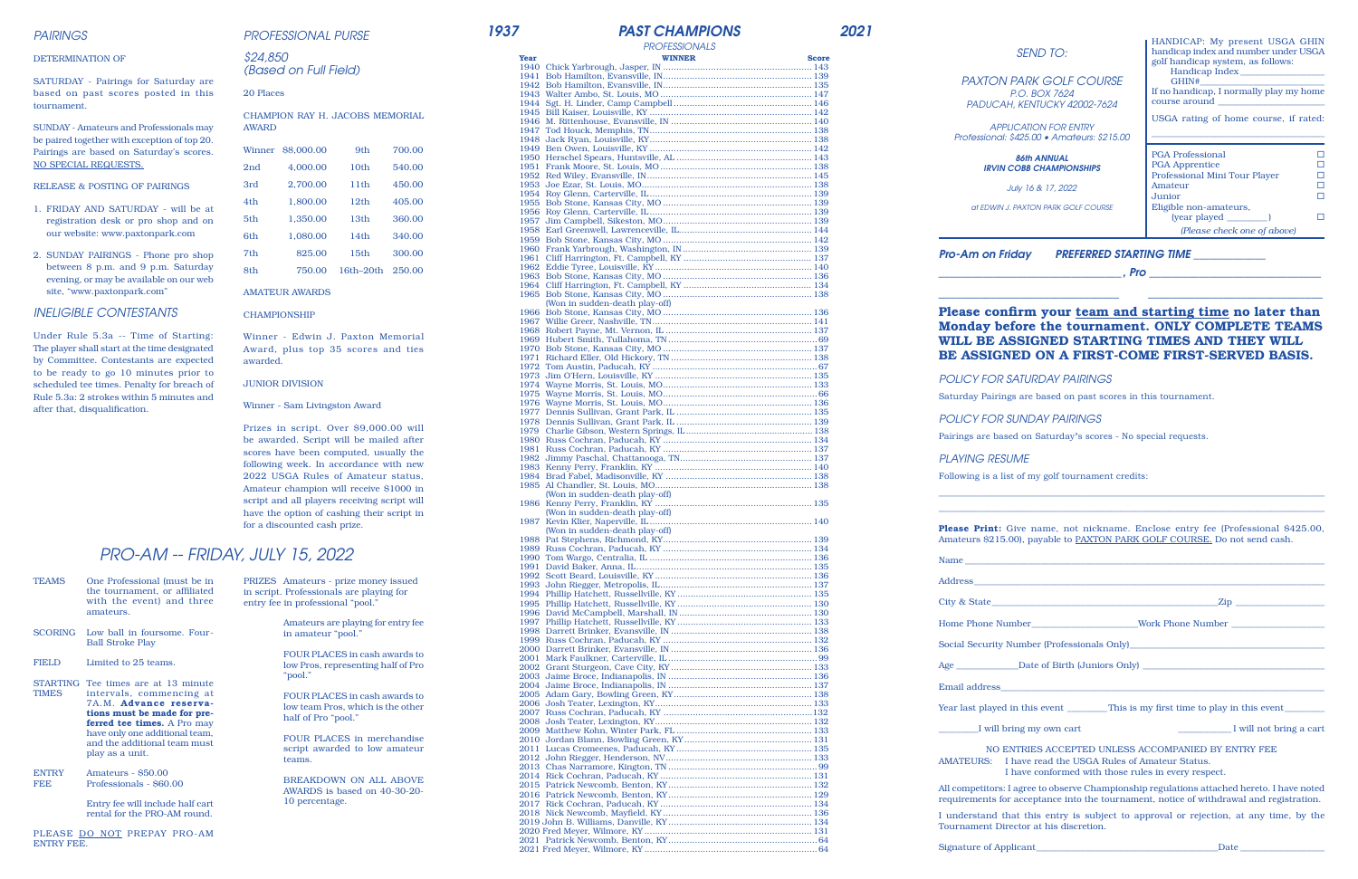## PAIRINGS

DETERMINATION OF

SATURDAY - Pairings for Saturday are based on past scores posted in this tournament.

SUNDAY - Amateurs and Professionals may be paired together with exception of top 20. Pairings are based on Saturday's scores. NO SPECIAL REQUESTS.

RELEASE & POSTING OF PAIRINGS

1. FRIDAY AND SATURDAY - will be at registration desk or pro shop and on our website: www.paxtonpark.com
2. SUNDAY PAIRINGS - Phone pro shop between 8 p.m. and 9 p.m. Saturday evening, or may be available on our web site, "www.paxtonpark.com"

## INELIGIBLE CONTESTANTS

Under Rule 5.3a -- Time of Starting: The player shall start at the time designated by Committee. Contestants are expected to be ready to go 10 minutes prior to scheduled tee times. Penalty for breach of Rule 5.3a: 2 strokes within 5 minutes and after that, disqualification.

## PROFESSIONAL PURSE

*$24,850*
*(Based on Full Field)*

20 Places

CHAMPION RAY H. JACOBS MEMORIAL AWARD

| | | | |
|---|---|---|---|
| Winner | $8,000.00 | 9th | 700.00 |
| 2nd | 4,000.00 | 10th | 540.00 |
| 3rd | 2,700.00 | 11th | 450.00 |
| 4th | 1,800.00 | 12th | 405.00 |
| 5th | 1,350.00 | 13th | 360.00 |
| 6th | 1,080.00 | 14th | 340.00 |
| 7th | 825.00 | 15th | 300.00 |
| 8th | 750.00 | 16th–20th | 250.00 |

AMATEUR AWARDS

CHAMPIONSHIP

Winner - Edwin J. Paxton Memorial Award, plus top 35 scores and ties awarded.

JUNIOR DIVISION

Winner - Sam Livingston Award

Prizes in script. Over $9,000.00 will be awarded. Script will be mailed after scores have been computed, usually the following week. In accordance with new 2022 USGA Rules of Amateur status, Amateur champion will receive $1000 in script and all players receiving script will have the option of cashing their script in for a discounted cash prize.

## PRO-AM -- FRIDAY, JULY 15, 2022

TEAMS — One Professional (must be in the tournament, or affiliated with the event) and three amateurs.

SCORING — Low ball in foursome. Four-Ball Stroke Play

FIELD — Limited to 25 teams.

STARTING TIMES — Tee times are at 13 minute intervals, commencing at 7A.M. **Advance reservations must be made for preferred tee times.** A Pro may have only one additional team, and the additional team must play as a unit.

ENTRY FEE — Amateurs - $50.00
Professionals - $60.00

Entry fee will include half cart rental for the PRO-AM round.

PLEASE DO NOT PREPAY PRO-AM ENTRY FEE.

PRIZES Amateurs - prize money issued in script. Professionals are playing for entry fee in professional "pool."

Amateurs are playing for entry fee in amateur "pool."

FOUR PLACES in cash awards to low Pros, representing half of Pro "pool."

FOUR PLACES in cash awards to low team Pros, which is the other half of Pro "pool."

FOUR PLACES in merchandise script awarded to low amateur teams.

BREAKDOWN ON ALL ABOVE AWARDS is based on 40-30-20-10 percentage.

## 1937 PAST CHAMPIONS 2021

*PROFESSIONALS*

| Year | WINNER | Score |
|---|---|---|
| 1940 | Chick Yarbrough, Jasper, IN | 143 |
| 1941 | Bob Hamilton, Evansville, IN | 139 |
| 1942 | Bob Hamilton, Evansville, IN | 135 |
| 1943 | Walter Ambo, St. Louis, MO | 147 |
| 1944 | Sgt. H. Linder, Camp Campbell | 146 |
| 1945 | Bill Kaiser, Louisville, KY | 142 |
| 1946 | M. Rittenhouse, Evansville, IN | 140 |
| 1947 | Tod Houck, Memphis, TN | 138 |
| 1948 | Jack Ryan, Louisville, KY | 138 |
| 1949 | Ben Owen, Louisville, KY | 142 |
| 1950 | Herschel Spears, Huntsville, AL | 143 |
| 1951 | Frank Moore, St. Louis, MO | 138 |
| 1952 | Red Wiley, Evansville, IN | 145 |
| 1953 | Joe Ezar, St. Louis, MO | 138 |
| 1954 | Roy Glenn, Carterville, IL | 139 |
| 1955 | Bob Stone, Kansas City, MO | 139 |
| 1956 | Roy Glenn, Carterville, IL | 139 |
| 1957 | Jim Campbell, Sikeston, MO | 139 |
| 1958 | Earl Greenwell, Lawrenceville, IL | 144 |
| 1959 | Bob Stone, Kansas City, MO | 142 |
| 1960 | Frank Yarbrough, Washington, IN | 139 |
| 1961 | Cliff Harrington, Ft. Campbell, KY | 137 |
| 1962 | Eddie Tyree, Louisville, KY | 140 |
| 1963 | Bob Stone, Kansas City, MO | 136 |
| 1964 | Cliff Harrington, Ft. Campbell, KY | 134 |
| 1965 | Bob Stone, Kansas City, MO (Won in sudden-death play-off) | 138 |
| 1966 | Bob Stone, Kansas City, MO | 136 |
| 1967 | Willie Greer, Nashville, TN | 141 |
| 1968 | Robert Payne, Mt. Vernon, IL | 137 |
| 1969 | Hubert Smith, Tullahoma, TN | 69 |
| 1970 | Bob Stone, Kansas City, MO | 137 |
| 1971 | Richard Eller, Old Hickory, TN | 138 |
| 1972 | Tom Austin, Paducah, KY | 67 |
| 1973 | Jim O'Hern, Louisville, KY | 135 |
| 1974 | Wayne Morris, St. Louis, MO | 133 |
| 1975 | Wayne Morris, St. Louis, MO | 66 |
| 1976 | Wayne Morris, St. Louis, MO | 136 |
| 1977 | Dennis Sullivan, Grant Park, IL | 135 |
| 1978 | Dennis Sullivan, Grant Park, IL | 139 |
| 1979 | Charlie Gibson, Western Springs, IL | 138 |
| 1980 | Russ Cochran, Paducah, KY | 134 |
| 1981 | Russ Cochran, Paducah, KY | 137 |
| 1982 | Jimmy Paschal, Chattanooga, TN | 137 |
| 1983 | Kenny Perry, Franklin, KY | 140 |
| 1984 | Brad Fabel, Madisonville, KY | 138 |
| 1985 | Al Chandler, St. Louis, MO (Won in sudden-death play-off) | 138 |
| 1986 | Kenny Perry, Franklin, KY (Won in sudden-death play-off) | 135 |
| 1987 | Kevin Klier, Naperville, IL (Won in sudden-death play-off) | 140 |
| 1988 | Pat Stephens, Richmond, KY | 139 |
| 1989 | Russ Cochran, Paducah, KY | 134 |
| 1990 | Tom Wargo, Centralia, IL | 136 |
| 1991 | David Baker, Anna, IL | 135 |
| 1992 | Scott Beard, Louisville, KY | 136 |
| 1993 | John Riegger, Metropolis, IL | 137 |
| 1994 | Phillip Hatchett, Russellville, KY | 135 |
| 1995 | Phillip Hatchett, Russellville, KY | 130 |
| 1996 | David McCampbell, Marshall, IN | 130 |
| 1997 | Phillip Hatchett, Russellville, KY | 133 |
| 1998 | Darrett Brinker, Evansville, IN | 138 |
| 1999 | Russ Cochran, Paducah, KY | 132 |
| 2000 | Darrett Brinker, Evansville, IN | 136 |
| 2001 | Mark Faulkner, Carterville, IL | 99 |
| 2002 | Grant Sturgeon, Cave City, KY | 133 |
| 2003 | Jaime Broce, Indianapolis, IN | 136 |
| 2004 | Jaime Broce, Indianapolis, IN | 137 |
| 2005 | Adam Gary, Bowling Green, KY | 138 |
| 2006 | Josh Teater, Lexington, KY | 133 |
| 2007 | Russ Cochran, Paducah, KY | 132 |
| 2008 | Josh Teater, Lexington, KY | 132 |
| 2009 | Matthew Kohn, Winter Park, FL | 133 |
| 2010 | Jordan Blann, Bowling Green, KY | 131 |
| 2011 | Lucas Cromeenes, Paducah, KY | 135 |
| 2012 | John Riegger, Henderson, NV | 133 |
| 2013 | Chas Narramore, Kington, TN | 99 |
| 2014 | Rick Cochran, Paducah, KY | 131 |
| 2015 | Patrick Newcomb, Benton, KY | 132 |
| 2016 | Patrick Newcomb, Benton, KY | 129 |
| 2017 | Rick Cochran, Paducah, KY | 134 |
| 2018 | Nick Newcomb, Mayfield, KY | 136 |
| 2019 | John B. Williams, Danville, KY | 134 |
| 2020 | Fred Meyer, Wilmore, KY | 131 |
| 2021 | Patrick Newcomb, Benton, KY | 64 |
| 2021 | Fred Meyer, Wilmore, KY | 64 |

*SEND TO:*

*PAXTON PARK GOLF COURSE*
*P.O. BOX 7624*
*PADUCAH, KENTUCKY 42002-7624*

*APPLICATION FOR ENTRY*
*Professional: $425.00 • Amateurs: $215.00*

***86th ANNUAL***
***IRVIN COBB CHAMPIONSHIPS***

*July 16 & 17, 2022*

*at EDWIN J. PAXTON PARK GOLF COURSE*

HANDICAP: My present USGA GHIN handicap index and number under USGA golf handicap system, as follows:
Handicap Index ______________
GHIN# ______________
If no handicap, I normally play my home course around ______________

USGA rating of home course, if rated: ______________

- PGA Professional ☐
- PGA Apprentice ☐
- Professional Mini Tour Player ☐
- Amateur ☐
- Junior ☐
- Eligible non-amateurs, (year played ________) ☐

*(Please check one of above)*

***Pro-Am on Friday*** ***PREFERRED STARTING TIME*** ____________

______________________________, ***Pro*** ______________________________

______________________________ ______________________________

**Please confirm your team and starting time no later than Monday before the tournament. ONLY COMPLETE TEAMS WILL BE ASSIGNED STARTING TIMES AND THEY WILL BE ASSIGNED ON A FIRST-COME FIRST-SERVED BASIS.**

## POLICY FOR SATURDAY PAIRINGS

Saturday Pairings are based on past scores in this tournament.

## POLICY FOR SUNDAY PAIRINGS

Pairings are based on Saturday's scores - No special requests.

## PLAYING RESUME

Following is a list of my golf tournament credits:

______________________________________________________________

______________________________________________________________

**Please Print:** Give name, not nickname. Enclose entry fee (Professional $425.00, Amateurs $215.00), payable to PAXTON PARK GOLF COURSE. Do not send cash.

Name ______________________________________________________________

Address ______________________________________________________________

City & State ______________________________ Zip ______________

Home Phone Number ______________ Work Phone Number ______________

Social Security Number (Professionals Only) ______________________________

Age ________ Date of Birth (Juniors Only) ______________________________

Email address ______________________________________________________________

Year last played in this event ________ This is my first time to play in this event ________

________ I will bring my own cart ________ I will not bring a cart

NO ENTRIES ACCEPTED UNLESS ACCOMPANIED BY ENTRY FEE

AMATEURS: I have read the USGA Rules of Amateur Status. I have conformed with those rules in every respect.

All competitors: I agree to observe Championship regulations attached hereto. I have noted requirements for acceptance into the tournament, notice of withdrawal and registration.

I understand that this entry is subject to approval or rejection, at any time, by the Tournament Director at his discretion.

Signature of Applicant ______________________________ Date ______________